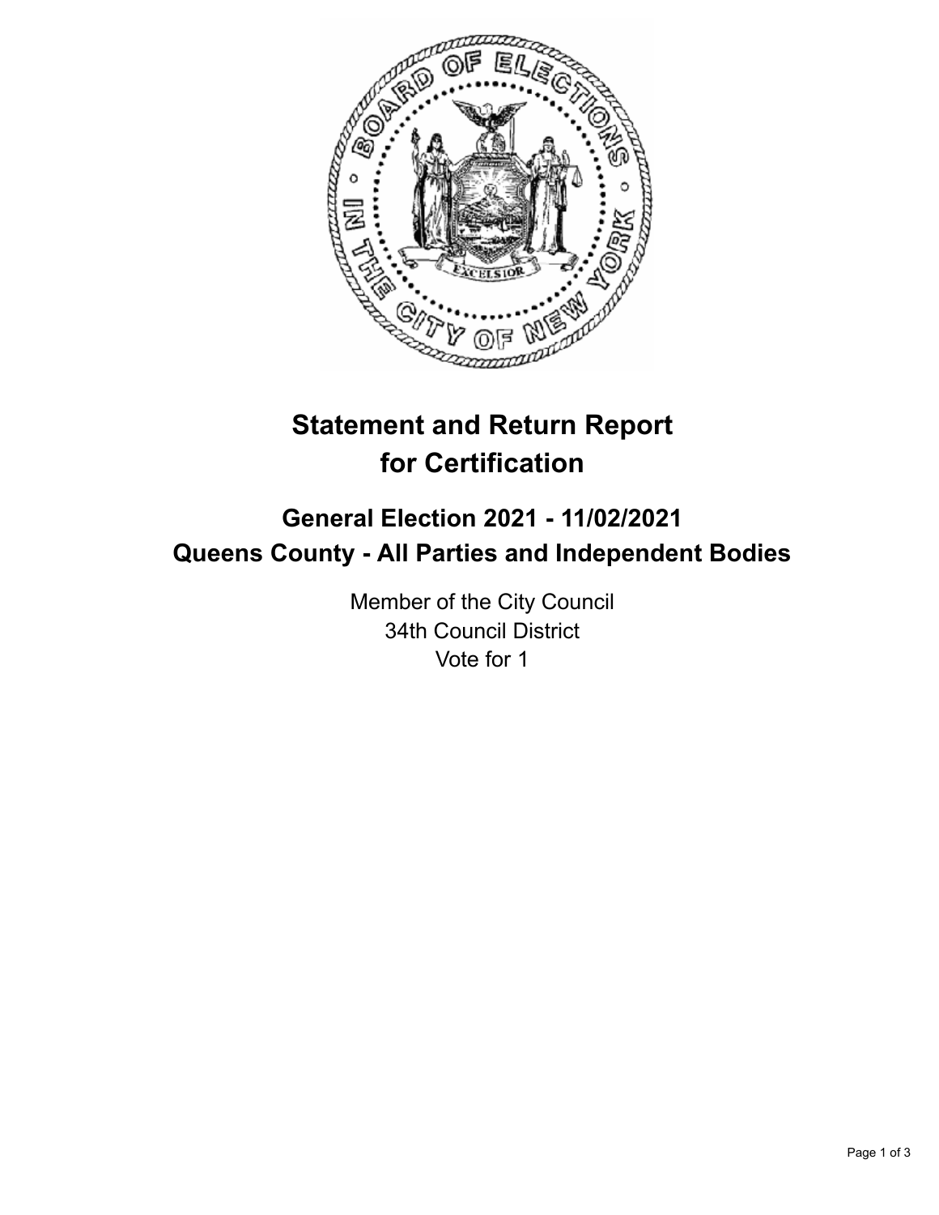# Statement and Return Report for Certification

## General Election 2021 - 11/02/2021
## Queens County - All Parties and Independent Bodies

Member of the City Council
34th Council District
Vote for 1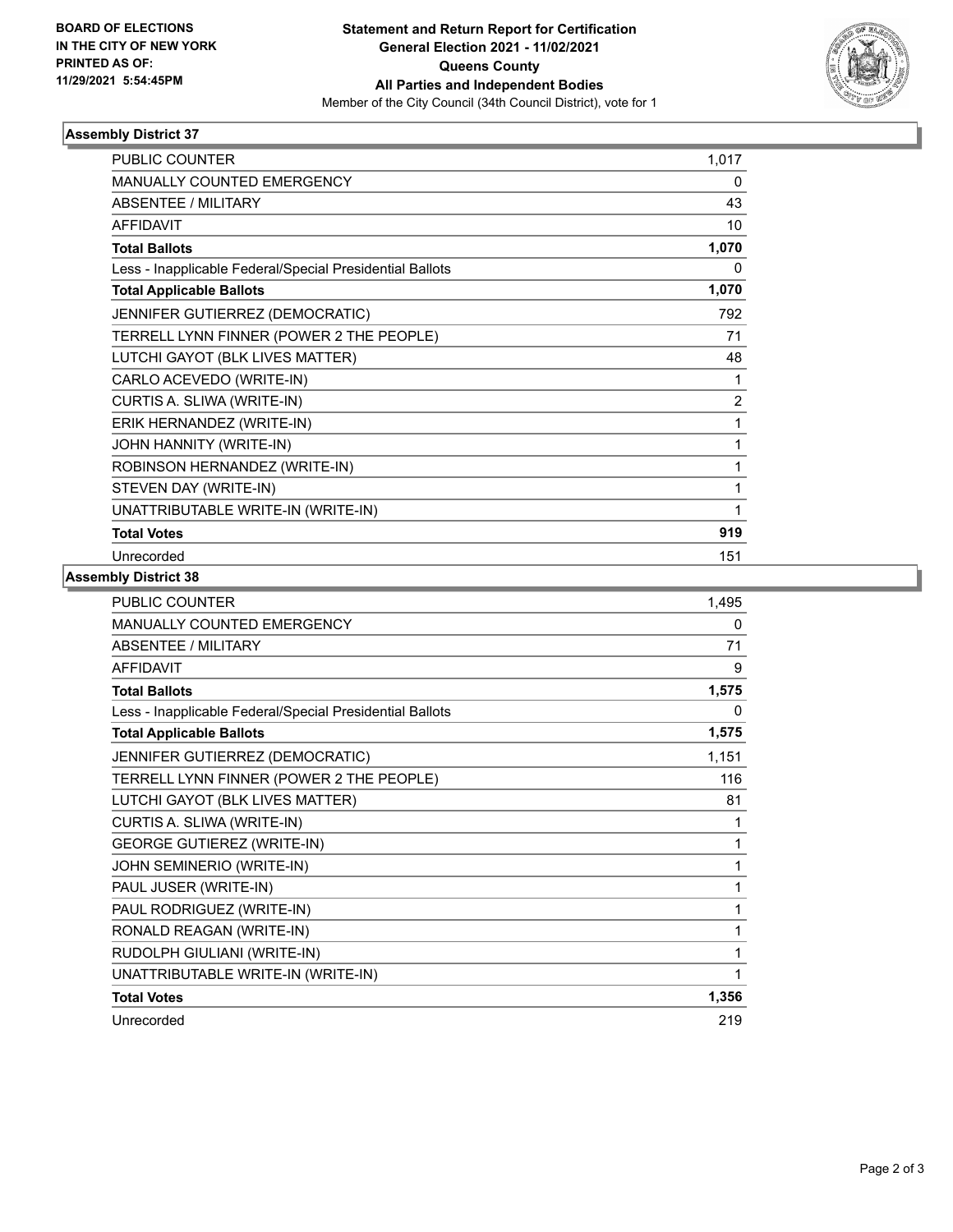**BOARD OF ELECTIONS IN THE CITY OF NEW YORK PRINTED AS OF: 11/29/2021 5:54:45PM**

**Statement and Return Report for Certification General Election 2021 - 11/02/2021 Queens County All Parties and Independent Bodies**

Member of the City Council (34th Council District), vote for 1

### Assembly District 37

| | |
|---|---|
| PUBLIC COUNTER | 1,017 |
| MANUALLY COUNTED EMERGENCY | 0 |
| ABSENTEE / MILITARY | 43 |
| AFFIDAVIT | 10 |
| **Total Ballots** | **1,070** |
| Less - Inapplicable Federal/Special Presidential Ballots | 0 |
| **Total Applicable Ballots** | **1,070** |
| JENNIFER GUTIERREZ (DEMOCRATIC) | 792 |
| TERRELL LYNN FINNER (POWER 2 THE PEOPLE) | 71 |
| LUTCHI GAYOT (BLK LIVES MATTER) | 48 |
| CARLO ACEVEDO (WRITE-IN) | 1 |
| CURTIS A. SLIWA (WRITE-IN) | 2 |
| ERIK HERNANDEZ (WRITE-IN) | 1 |
| JOHN HANNITY (WRITE-IN) | 1 |
| ROBINSON HERNANDEZ (WRITE-IN) | 1 |
| STEVEN DAY (WRITE-IN) | 1 |
| UNATTRIBUTABLE WRITE-IN (WRITE-IN) | 1 |
| **Total Votes** | **919** |
| Unrecorded | 151 |

### Assembly District 38

| | |
|---|---|
| PUBLIC COUNTER | 1,495 |
| MANUALLY COUNTED EMERGENCY | 0 |
| ABSENTEE / MILITARY | 71 |
| AFFIDAVIT | 9 |
| **Total Ballots** | **1,575** |
| Less - Inapplicable Federal/Special Presidential Ballots | 0 |
| **Total Applicable Ballots** | **1,575** |
| JENNIFER GUTIERREZ (DEMOCRATIC) | 1,151 |
| TERRELL LYNN FINNER (POWER 2 THE PEOPLE) | 116 |
| LUTCHI GAYOT (BLK LIVES MATTER) | 81 |
| CURTIS A. SLIWA (WRITE-IN) | 1 |
| GEORGE GUTIERREZ (WRITE-IN) | 1 |
| JOHN SEMINERIO (WRITE-IN) | 1 |
| PAUL JUSER (WRITE-IN) | 1 |
| PAUL RODRIGUEZ (WRITE-IN) | 1 |
| RONALD REAGAN (WRITE-IN) | 1 |
| RUDOLPH GIULIANI (WRITE-IN) | 1 |
| UNATTRIBUTABLE WRITE-IN (WRITE-IN) | 1 |
| **Total Votes** | **1,356** |
| Unrecorded | 219 |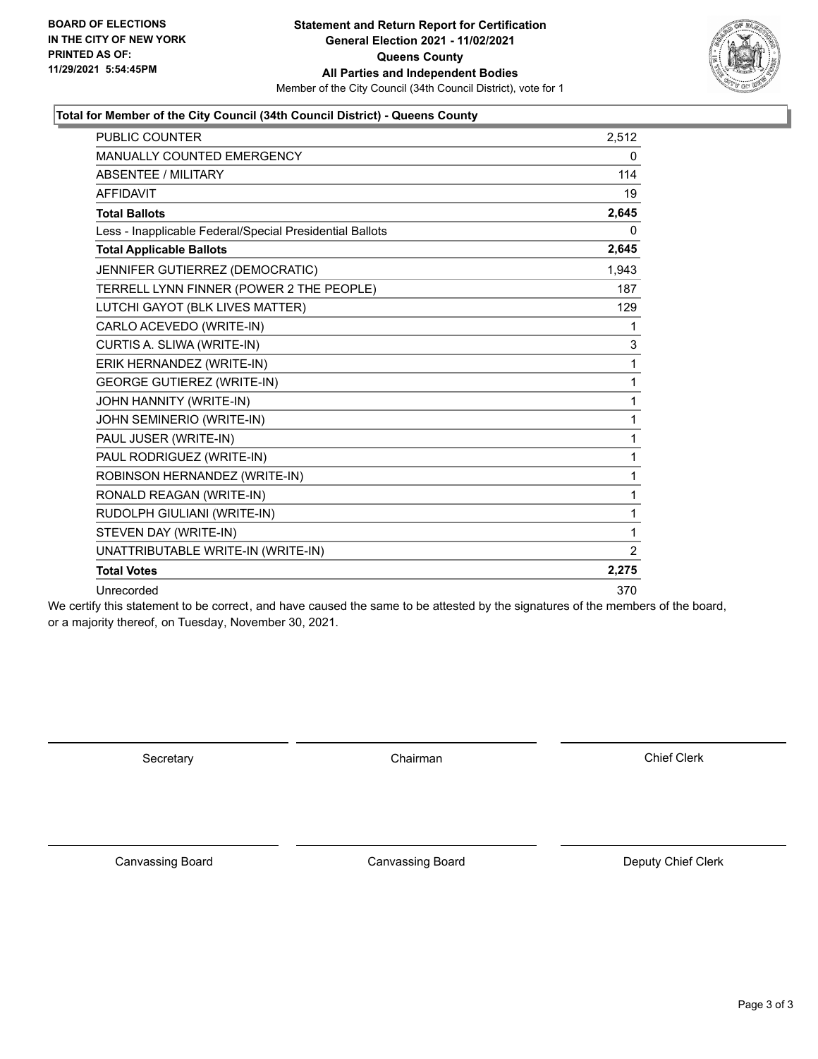**BOARD OF ELECTIONS IN THE CITY OF NEW YORK PRINTED AS OF: 11/29/2021 5:54:45PM**

**Statement and Return Report for Certification**
**General Election 2021 - 11/02/2021**
**Queens County**
**All Parties and Independent Bodies**
Member of the City Council (34th Council District), vote for 1

### Total for Member of the City Council (34th Council District) - Queens County

| | |
|---|---|
| PUBLIC COUNTER | 2,512 |
| MANUALLY COUNTED EMERGENCY | 0 |
| ABSENTEE / MILITARY | 114 |
| AFFIDAVIT | 19 |
| **Total Ballots** | **2,645** |
| Less - Inapplicable Federal/Special Presidential Ballots | 0 |
| **Total Applicable Ballots** | **2,645** |
| JENNIFER GUTIERREZ (DEMOCRATIC) | 1,943 |
| TERRELL LYNN FINNER (POWER 2 THE PEOPLE) | 187 |
| LUTCHI GAYOT (BLK LIVES MATTER) | 129 |
| CARLO ACEVEDO (WRITE-IN) | 1 |
| CURTIS A. SLIWA (WRITE-IN) | 3 |
| ERIK HERNANDEZ (WRITE-IN) | 1 |
| GEORGE GUTIEREZ (WRITE-IN) | 1 |
| JOHN HANNITY (WRITE-IN) | 1 |
| JOHN SEMINERIO (WRITE-IN) | 1 |
| PAUL JUSER (WRITE-IN) | 1 |
| PAUL RODRIGUEZ (WRITE-IN) | 1 |
| ROBINSON HERNANDEZ (WRITE-IN) | 1 |
| RONALD REAGAN (WRITE-IN) | 1 |
| RUDOLPH GIULIANI (WRITE-IN) | 1 |
| STEVEN DAY (WRITE-IN) | 1 |
| UNATTRIBUTABLE WRITE-IN (WRITE-IN) | 2 |
| **Total Votes** | **2,275** |
| Unrecorded | 370 |

We certify this statement to be correct, and have caused the same to be attested by the signatures of the members of the board, or a majority thereof, on Tuesday, November 30, 2021.

Secretary | Chairman | Chief Clerk

Canvassing Board | Canvassing Board | Deputy Chief Clerk